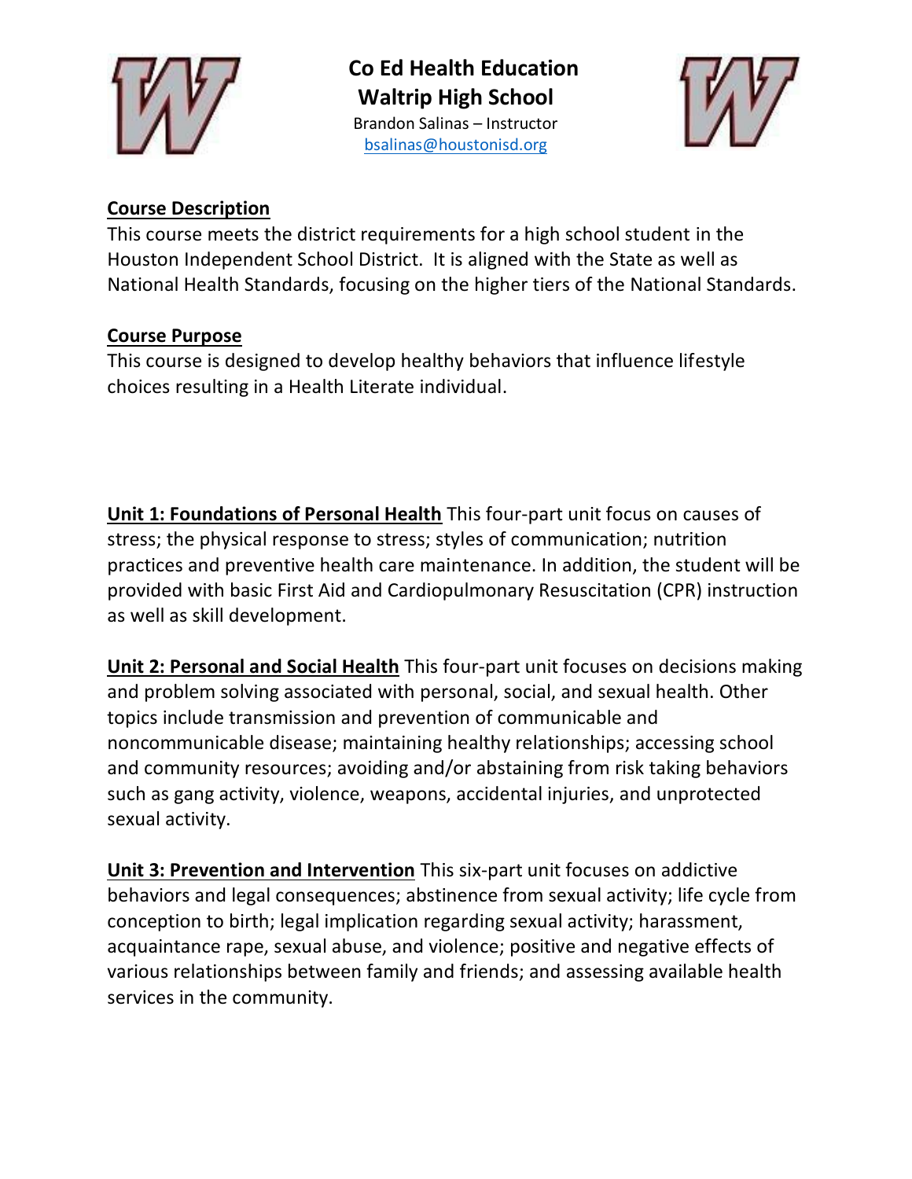# Co Ed Health Education
## Waltrip High School

Brandon Salinas – Instructor
bsalinas@houstonisd.org

**Course Description**
This course meets the district requirements for a high school student in the Houston Independent School District. It is aligned with the State as well as National Health Standards, focusing on the higher tiers of the National Standards.

**Course Purpose**
This course is designed to develop healthy behaviors that influence lifestyle choices resulting in a Health Literate individual.

**Unit 1: Foundations of Personal Health** This four-part unit focus on causes of stress; the physical response to stress; styles of communication; nutrition practices and preventive health care maintenance. In addition, the student will be provided with basic First Aid and Cardiopulmonary Resuscitation (CPR) instruction as well as skill development.

**Unit 2: Personal and Social Health** This four-part unit focuses on decisions making and problem solving associated with personal, social, and sexual health. Other topics include transmission and prevention of communicable and noncommunicable disease; maintaining healthy relationships; accessing school and community resources; avoiding and/or abstaining from risk taking behaviors such as gang activity, violence, weapons, accidental injuries, and unprotected sexual activity.

**Unit 3: Prevention and Intervention** This six-part unit focuses on addictive behaviors and legal consequences; abstinence from sexual activity; life cycle from conception to birth; legal implication regarding sexual activity; harassment, acquaintance rape, sexual abuse, and violence; positive and negative effects of various relationships between family and friends; and assessing available health services in the community.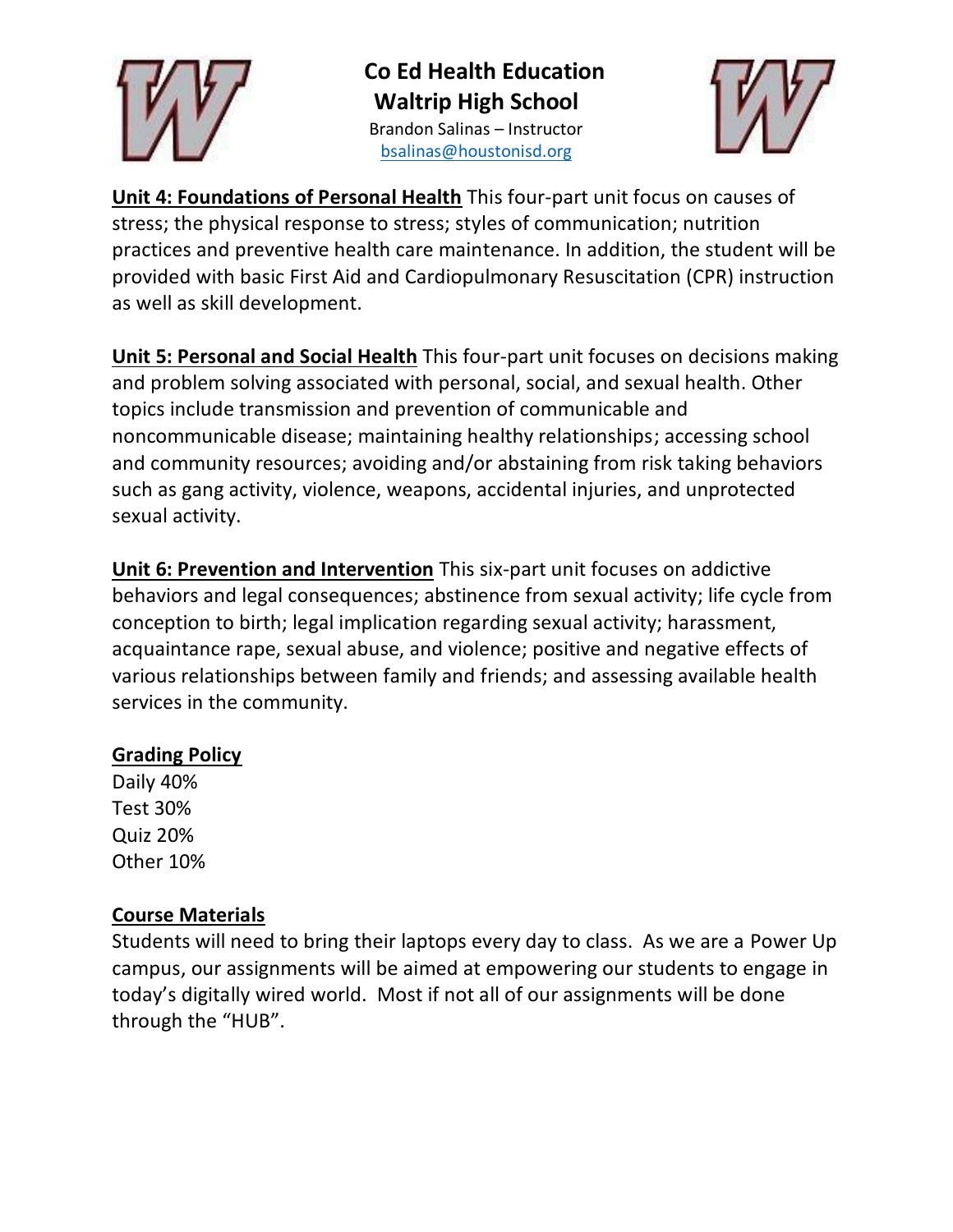# Co Ed Health Education
## Waltrip High School

Brandon Salinas – Instructor
bsalinas@houstonisd.org

**Unit 4: Foundations of Personal Health** This four-part unit focus on causes of stress; the physical response to stress; styles of communication; nutrition practices and preventive health care maintenance. In addition, the student will be provided with basic First Aid and Cardiopulmonary Resuscitation (CPR) instruction as well as skill development.

**Unit 5: Personal and Social Health** This four-part unit focuses on decisions making and problem solving associated with personal, social, and sexual health. Other topics include transmission and prevention of communicable and noncommunicable disease; maintaining healthy relationships; accessing school and community resources; avoiding and/or abstaining from risk taking behaviors such as gang activity, violence, weapons, accidental injuries, and unprotected sexual activity.

**Unit 6: Prevention and Intervention** This six-part unit focuses on addictive behaviors and legal consequences; abstinence from sexual activity; life cycle from conception to birth; legal implication regarding sexual activity; harassment, acquaintance rape, sexual abuse, and violence; positive and negative effects of various relationships between family and friends; and assessing available health services in the community.

**Grading Policy**

Daily 40%
Test 30%
Quiz 20%
Other 10%

**Course Materials**

Students will need to bring their laptops every day to class. As we are a Power Up campus, our assignments will be aimed at empowering our students to engage in today's digitally wired world. Most if not all of our assignments will be done through the "HUB".